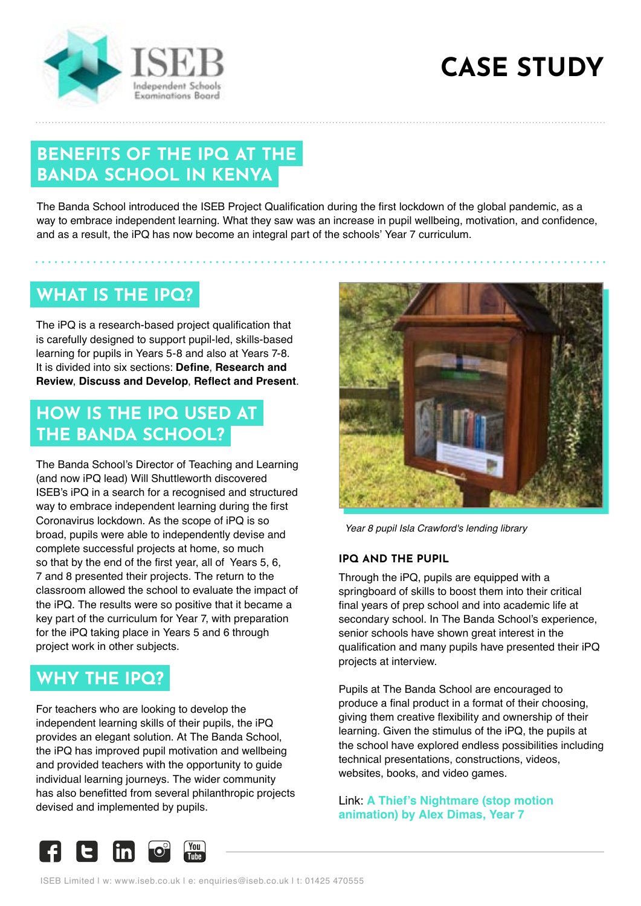# CASE STUDY

## BENEFITS OF THE IPQ AT THE BANDA SCHOOL IN KENYA

The Banda School introduced the ISEB Project Qualification during the first lockdown of the global pandemic, as a way to embrace independent learning. What they saw was an increase in pupil wellbeing, motivation, and confidence, and as a result, the iPQ has now become an integral part of the schools' Year 7 curriculum.

## WHAT IS THE IPQ?

The iPQ is a research-based project qualification that is carefully designed to support pupil-led, skills-based learning for pupils in Years 5-8 and also at Years 7-8. It is divided into six sections: **Define**, **Research and Review**, **Discuss and Develop**, **Reflect and Present**.

## HOW IS THE IPQ USED AT THE BANDA SCHOOL?

The Banda School's Director of Teaching and Learning (and now iPQ lead) Will Shuttleworth discovered ISEB's iPQ in a search for a recognised and structured way to embrace independent learning during the first Coronavirus lockdown. As the scope of iPQ is so broad, pupils were able to independently devise and complete successful projects at home, so much so that by the end of the first year, all of Years 5, 6, 7 and 8 presented their projects. The return to the classroom allowed the school to evaluate the impact of the iPQ. The results were so positive that it became a key part of the curriculum for Year 7, with preparation for the iPQ taking place in Years 5 and 6 through project work in other subjects.

## WHY THE IPQ?

For teachers who are looking to develop the independent learning skills of their pupils, the iPQ provides an elegant solution. At The Banda School, the iPQ has improved pupil motivation and wellbeing and provided teachers with the opportunity to guide individual learning journeys. The wider community has also benefitted from several philanthropic projects devised and implemented by pupils.

*Year 8 pupil Isla Crawford's lending library*

### IPQ AND THE PUPIL

Through the iPQ, pupils are equipped with a springboard of skills to boost them into their critical final years of prep school and into academic life at secondary school. In The Banda School's experience, senior schools have shown great interest in the qualification and many pupils have presented their iPQ projects at interview.

Pupils at The Banda School are encouraged to produce a final product in a format of their choosing, giving them creative flexibility and ownership of their learning. Given the stimulus of the iPQ, the pupils at the school have explored endless possibilities including technical presentations, constructions, videos, websites, books, and video games.

Link: **A Thief's Nightmare (stop motion animation) by Alex Dimas, Year 7**

ISEB Limited I w: www.iseb.co.uk I e: enquiries@iseb.co.uk I t: 01425 470555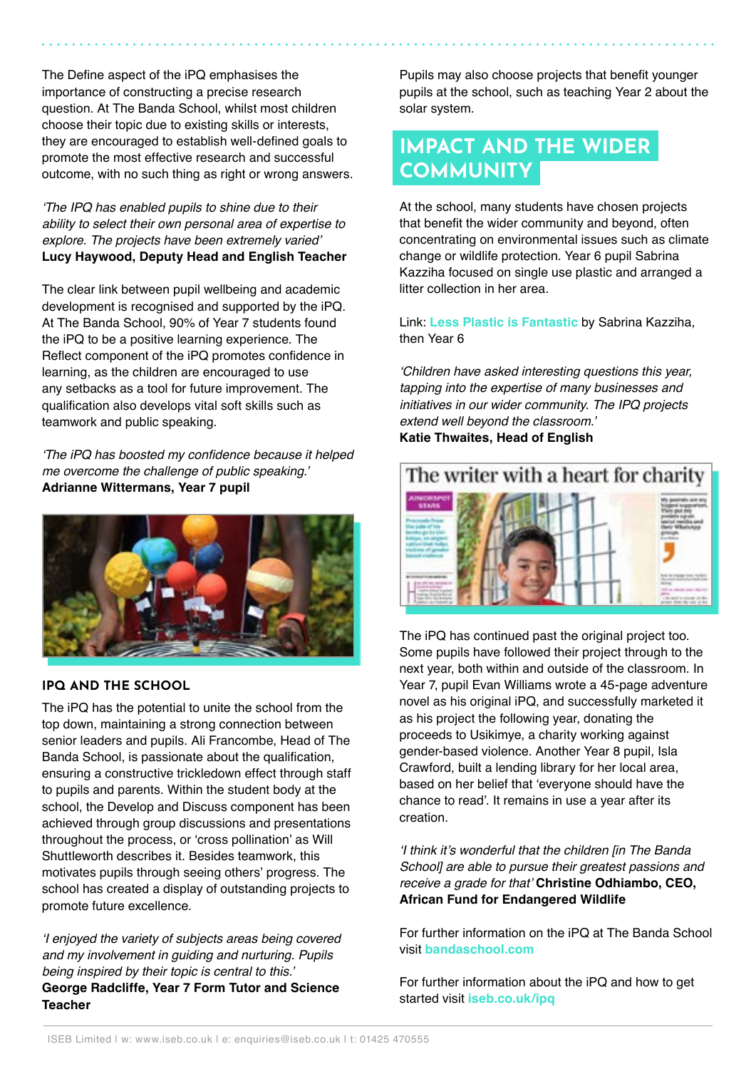The Define aspect of the iPQ emphasises the importance of constructing a precise research question. At The Banda School, whilst most children choose their topic due to existing skills or interests, they are encouraged to establish well-defined goals to promote the most effective research and successful outcome, with no such thing as right or wrong answers.

*'The IPQ has enabled pupils to shine due to their ability to select their own personal area of expertise to explore. The projects have been extremely varied'*
**Lucy Haywood, Deputy Head and English Teacher**

The clear link between pupil wellbeing and academic development is recognised and supported by the iPQ. At The Banda School, 90% of Year 7 students found the iPQ to be a positive learning experience. The Reflect component of the iPQ promotes confidence in learning, as the children are encouraged to use any setbacks as a tool for future improvement. The qualification also develops vital soft skills such as teamwork and public speaking.

*'The iPQ has boosted my confidence because it helped me overcome the challenge of public speaking.'*
**Adrianne Wittermans, Year 7 pupil**

### IPQ AND THE SCHOOL

The iPQ has the potential to unite the school from the top down, maintaining a strong connection between senior leaders and pupils. Ali Francombe, Head of The Banda School, is passionate about the qualification, ensuring a constructive trickledown effect through staff to pupils and parents. Within the student body at the school, the Develop and Discuss component has been achieved through group discussions and presentations throughout the process, or 'cross pollination' as Will Shuttleworth describes it. Besides teamwork, this motivates pupils through seeing others' progress. The school has created a display of outstanding projects to promote future excellence.

*'I enjoyed the variety of subjects areas being covered and my involvement in guiding and nurturing. Pupils being inspired by their topic is central to this.'*
**George Radcliffe, Year 7 Form Tutor and Science Teacher**

Pupils may also choose projects that benefit younger pupils at the school, such as teaching Year 2 about the solar system.

## IMPACT AND THE WIDER COMMUNITY

At the school, many students have chosen projects that benefit the wider community and beyond, often concentrating on environmental issues such as climate change or wildlife protection. Year 6 pupil Sabrina Kazziha focused on single use plastic and arranged a litter collection in her area.

Link: **Less Plastic is Fantastic** by Sabrina Kazziha, then Year 6

*'Children have asked interesting questions this year, tapping into the expertise of many businesses and initiatives in our wider community. The IPQ projects extend well beyond the classroom.'*
**Katie Thwaites, Head of English**

The iPQ has continued past the original project too. Some pupils have followed their project through to the next year, both within and outside of the classroom. In Year 7, pupil Evan Williams wrote a 45-page adventure novel as his original iPQ, and successfully marketed it as his project the following year, donating the proceeds to Usikimye, a charity working against gender-based violence. Another Year 8 pupil, Isla Crawford, built a lending library for her local area, based on her belief that 'everyone should have the chance to read'. It remains in use a year after its creation.

*'I think it's wonderful that the children [in The Banda School] are able to pursue their greatest passions and receive a grade for that'* **Christine Odhiambo, CEO, African Fund for Endangered Wildlife**

For further information on the iPQ at The Banda School visit **bandaschool.com**

For further information about the iPQ and how to get started visit **iseb.co.uk/ipq**